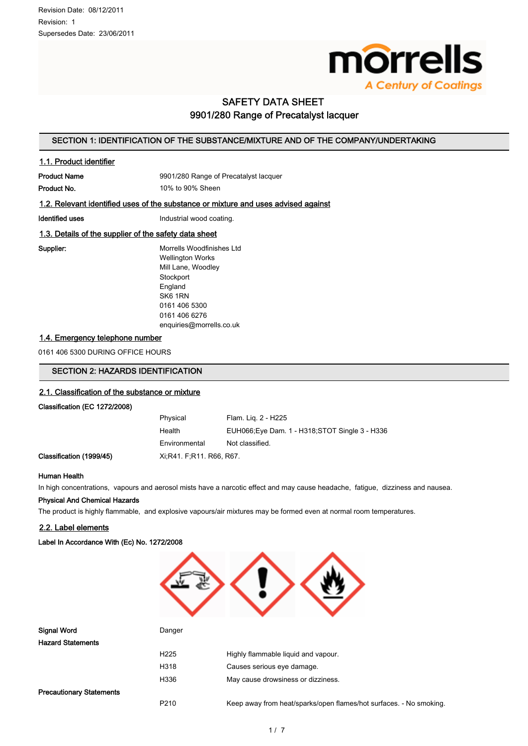Revision Date: 08/12/2011

Revision: 1

Supersedes Date: 23/06/2011

morrells
A Century of Coatings

# SAFETY DATA SHEET
# 9901/280 Range of Precatalyst lacquer

## SECTION 1: IDENTIFICATION OF THE SUBSTANCE/MIXTURE AND OF THE COMPANY/UNDERTAKING

### 1.1. Product identifier

| | |
|---|---|
| **Product Name** | 9901/280 Range of Precatalyst lacquer |
| **Product No.** | 10% to 90% Sheen |

### 1.2. Relevant identified uses of the substance or mixture and uses advised against

| | |
|---|---|
| **Identified uses** | Industrial wood coating. |

### 1.3. Details of the supplier of the safety data sheet

**Supplier:**

Morrells Woodfinishes Ltd
Wellington Works
Mill Lane, Woodley
Stockport
England
SK6 1RN
0161 406 5300
0161 406 6276
enquiries@morrells.co.uk

### 1.4. Emergency telephone number

0161 406 5300 DURING OFFICE HOURS

## SECTION 2: HAZARDS IDENTIFICATION

### 2.1. Classification of the substance or mixture

**Classification (EC 1272/2008)**

| | | |
|---|---|---|
| | Physical | Flam. Liq. 2 - H225 |
| | Health | EUH066;Eye Dam. 1 - H318;STOT Single 3 - H336 |
| | Environmental | Not classified. |
| **Classification (1999/45)** | Xi;R41. F;R11. R66, R67. | |

**Human Health**

In high concentrations, vapours and aerosol mists have a narcotic effect and may cause headache, fatigue, dizziness and nausea.

**Physical And Chemical Hazards**

The product is highly flammable, and explosive vapours/air mixtures may be formed even at normal room temperatures.

### 2.2. Label elements

**Label In Accordance With (Ec) No. 1272/2008**

| | | |
|---|---|---|
| **Signal Word** | Danger | |
| **Hazard Statements** | | |
| | H225 | Highly flammable liquid and vapour. |
| | H318 | Causes serious eye damage. |
| | H336 | May cause drowsiness or dizziness. |
| **Precautionary Statements** | | |
| | P210 | Keep away from heat/sparks/open flames/hot surfaces. - No smoking. |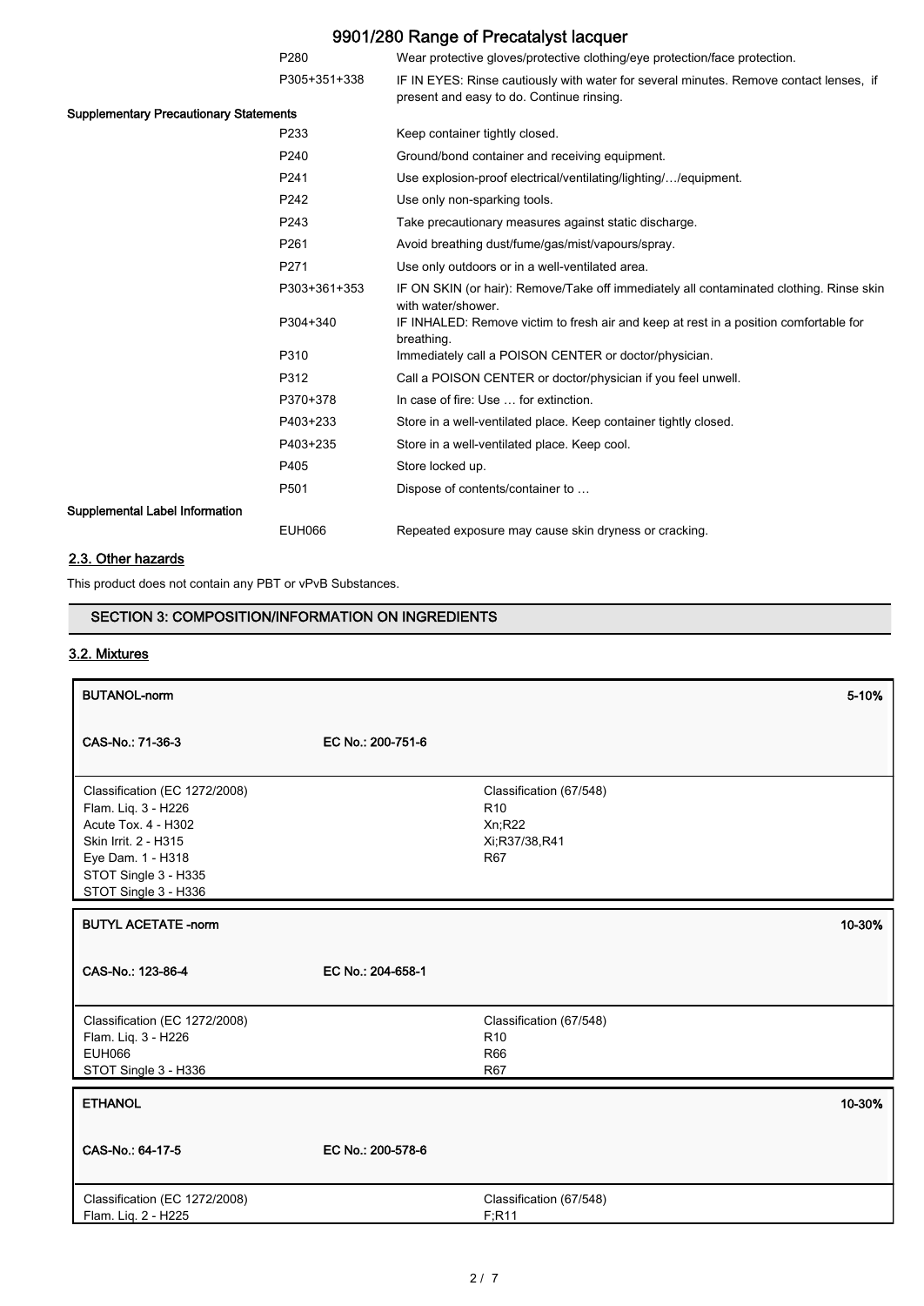| | | |
|---|---|---|
| | P280 | Wear protective gloves/protective clothing/eye protection/face protection. |
| | P305+351+338 | IF IN EYES: Rinse cautiously with water for several minutes. Remove contact lenses, if present and easy to do. Continue rinsing. |
| **Supplementary Precautionary Statements** | | |
| | P233 | Keep container tightly closed. |
| | P240 | Ground/bond container and receiving equipment. |
| | P241 | Use explosion-proof electrical/ventilating/lighting/…/equipment. |
| | P242 | Use only non-sparking tools. |
| | P243 | Take precautionary measures against static discharge. |
| | P261 | Avoid breathing dust/fume/gas/mist/vapours/spray. |
| | P271 | Use only outdoors or in a well-ventilated area. |
| | P303+361+353 | IF ON SKIN (or hair): Remove/Take off immediately all contaminated clothing. Rinse skin with water/shower. |
| | P304+340 | IF INHALED: Remove victim to fresh air and keep at rest in a position comfortable for breathing. |
| | P310 | Immediately call a POISON CENTER or doctor/physician. |
| | P312 | Call a POISON CENTER or doctor/physician if you feel unwell. |
| | P370+378 | In case of fire: Use … for extinction. |
| | P403+233 | Store in a well-ventilated place. Keep container tightly closed. |
| | P403+235 | Store in a well-ventilated place. Keep cool. |
| | P405 | Store locked up. |
| | P501 | Dispose of contents/container to … |
| **Supplemental Label Information** | | |
| | EUH066 | Repeated exposure may cause skin dryness or cracking. |

## 2.3. Other hazards

This product does not contain any PBT or vPvB Substances.

## SECTION 3: COMPOSITION/INFORMATION ON INGREDIENTS

## 3.2. Mixtures

| **BUTANOL-norm** | | **5-10%** |
|---|---|---|
| CAS-No.: 71-36-3 | EC No.: 200-751-6 | |
| Classification (EC 1272/2008)<br>Flam. Liq. 3 - H226<br>Acute Tox. 4 - H302<br>Skin Irrit. 2 - H315<br>Eye Dam. 1 - H318<br>STOT Single 3 - H335<br>STOT Single 3 - H336 | | Classification (67/548)<br>R10<br>Xn;R22<br>Xi;R37/38,R41<br>R67 |

| **BUTYL ACETATE -norm** | | **10-30%** |
|---|---|---|
| CAS-No.: 123-86-4 | EC No.: 204-658-1 | |
| Classification (EC 1272/2008)<br>Flam. Liq. 3 - H226<br>EUH066<br>STOT Single 3 - H336 | | Classification (67/548)<br>R10<br>R66<br>R67 |

| **ETHANOL** | | **10-30%** |
|---|---|---|
| CAS-No.: 64-17-5 | EC No.: 200-578-6 | |
| Classification (EC 1272/2008)<br>Flam. Liq. 2 - H225 | | Classification (67/548)<br>F;R11 |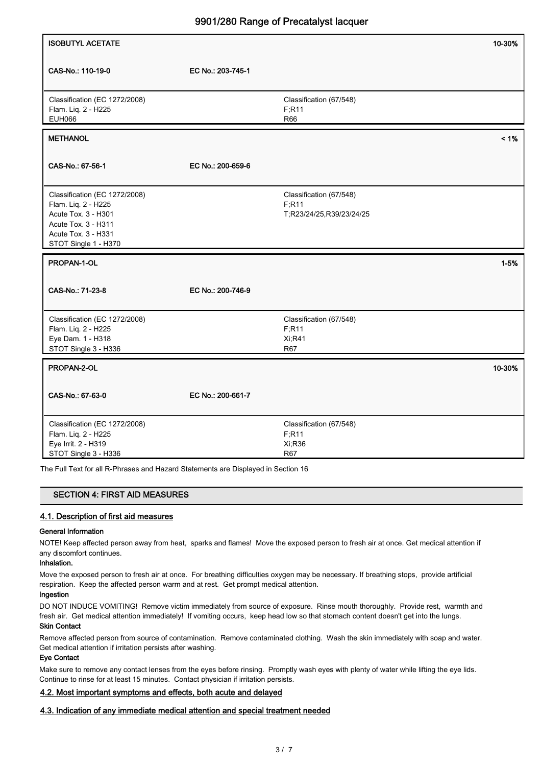| ISOBUTYL ACETATE | | 10-30% |
|---|---|---|
| CAS-No.: 110-19-0 | EC No.: 203-745-1 | |
| Classification (EC 1272/2008)<br>Flam. Liq. 2 - H225<br>EUH066 | Classification (67/548)<br>F;R11<br>R66 | |

| METHANOL | | < 1% |
|---|---|---|
| CAS-No.: 67-56-1 | EC No.: 200-659-6 | |
| Classification (EC 1272/2008)<br>Flam. Liq. 2 - H225<br>Acute Tox. 3 - H301<br>Acute Tox. 3 - H311<br>Acute Tox. 3 - H331<br>STOT Single 1 - H370 | Classification (67/548)<br>F;R11<br>T;R23/24/25,R39/23/24/25 | |

| PROPAN-1-OL | | 1-5% |
|---|---|---|
| CAS-No.: 71-23-8 | EC No.: 200-746-9 | |
| Classification (EC 1272/2008)<br>Flam. Liq. 2 - H225<br>Eye Dam. 1 - H318<br>STOT Single 3 - H336 | Classification (67/548)<br>F;R11<br>Xi;R41<br>R67 | |

| PROPAN-2-OL | | 10-30% |
|---|---|---|
| CAS-No.: 67-63-0 | EC No.: 200-661-7 | |
| Classification (EC 1272/2008)<br>Flam. Liq. 2 - H225<br>Eye Irrit. 2 - H319<br>STOT Single 3 - H336 | Classification (67/548)<br>F;R11<br>Xi;R36<br>R67 | |

The Full Text for all R-Phrases and Hazard Statements are Displayed in Section 16

## SECTION 4: FIRST AID MEASURES

### 4.1. Description of first aid measures

**General Information**

NOTE! Keep affected person away from heat, sparks and flames! Move the exposed person to fresh air at once. Get medical attention if any discomfort continues.

**Inhalation.**

Move the exposed person to fresh air at once. For breathing difficulties oxygen may be necessary. If breathing stops, provide artificial respiration. Keep the affected person warm and at rest. Get prompt medical attention.

**Ingestion**

DO NOT INDUCE VOMITING! Remove victim immediately from source of exposure. Rinse mouth thoroughly. Provide rest, warmth and fresh air. Get medical attention immediately! If vomiting occurs, keep head low so that stomach content doesn't get into the lungs.

**Skin Contact**

Remove affected person from source of contamination. Remove contaminated clothing. Wash the skin immediately with soap and water. Get medical attention if irritation persists after washing.

**Eye Contact**

Make sure to remove any contact lenses from the eyes before rinsing. Promptly wash eyes with plenty of water while lifting the eye lids. Continue to rinse for at least 15 minutes. Contact physician if irritation persists.

### 4.2. Most important symptoms and effects, both acute and delayed

### 4.3. Indication of any immediate medical attention and special treatment needed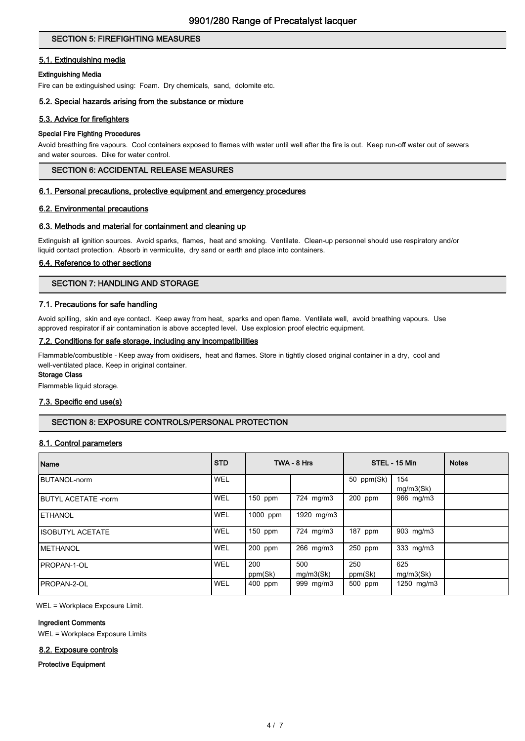## SECTION 5: FIREFIGHTING MEASURES

### 5.1. Extinguishing media

**Extinguishing Media**

Fire can be extinguished using: Foam. Dry chemicals, sand, dolomite etc.

### 5.2. Special hazards arising from the substance or mixture

### 5.3. Advice for firefighters

**Special Fire Fighting Procedures**

Avoid breathing fire vapours. Cool containers exposed to flames with water until well after the fire is out. Keep run-off water out of sewers and water sources. Dike for water control.

## SECTION 6: ACCIDENTAL RELEASE MEASURES

### 6.1. Personal precautions, protective equipment and emergency procedures

### 6.2. Environmental precautions

### 6.3. Methods and material for containment and cleaning up

Extinguish all ignition sources. Avoid sparks, flames, heat and smoking. Ventilate. Clean-up personnel should use respiratory and/or liquid contact protection. Absorb in vermiculite, dry sand or earth and place into containers.

### 6.4. Reference to other sections

## SECTION 7: HANDLING AND STORAGE

### 7.1. Precautions for safe handling

Avoid spilling, skin and eye contact. Keep away from heat, sparks and open flame. Ventilate well, avoid breathing vapours. Use approved respirator if air contamination is above accepted level. Use explosion proof electric equipment.

### 7.2. Conditions for safe storage, including any incompatibilities

Flammable/combustible - Keep away from oxidisers, heat and flames. Store in tightly closed original container in a dry, cool and well-ventilated place. Keep in original container.

**Storage Class**

Flammable liquid storage.

### 7.3. Specific end use(s)

## SECTION 8: EXPOSURE CONTROLS/PERSONAL PROTECTION

### 8.1. Control parameters

| Name | STD | TWA - 8 Hrs | | STEL - 15 Min | | Notes |
|---|---|---|---|---|---|---|
| BUTANOL-norm | WEL | | | 50 ppm(Sk) | 154 mg/m3(Sk) | |
| BUTYL ACETATE -norm | WEL | 150 ppm | 724 mg/m3 | 200 ppm | 966 mg/m3 | |
| ETHANOL | WEL | 1000 ppm | 1920 mg/m3 | | | |
| ISOBUTYL ACETATE | WEL | 150 ppm | 724 mg/m3 | 187 ppm | 903 mg/m3 | |
| METHANOL | WEL | 200 ppm | 266 mg/m3 | 250 ppm | 333 mg/m3 | |
| PROPAN-1-OL | WEL | 200 ppm(Sk) | 500 mg/m3(Sk) | 250 ppm(Sk) | 625 mg/m3(Sk) | |
| PROPAN-2-OL | WEL | 400 ppm | 999 mg/m3 | 500 ppm | 1250 mg/m3 | |

WEL = Workplace Exposure Limit.

**Ingredient Comments**

WEL = Workplace Exposure Limits

### 8.2. Exposure controls

**Protective Equipment**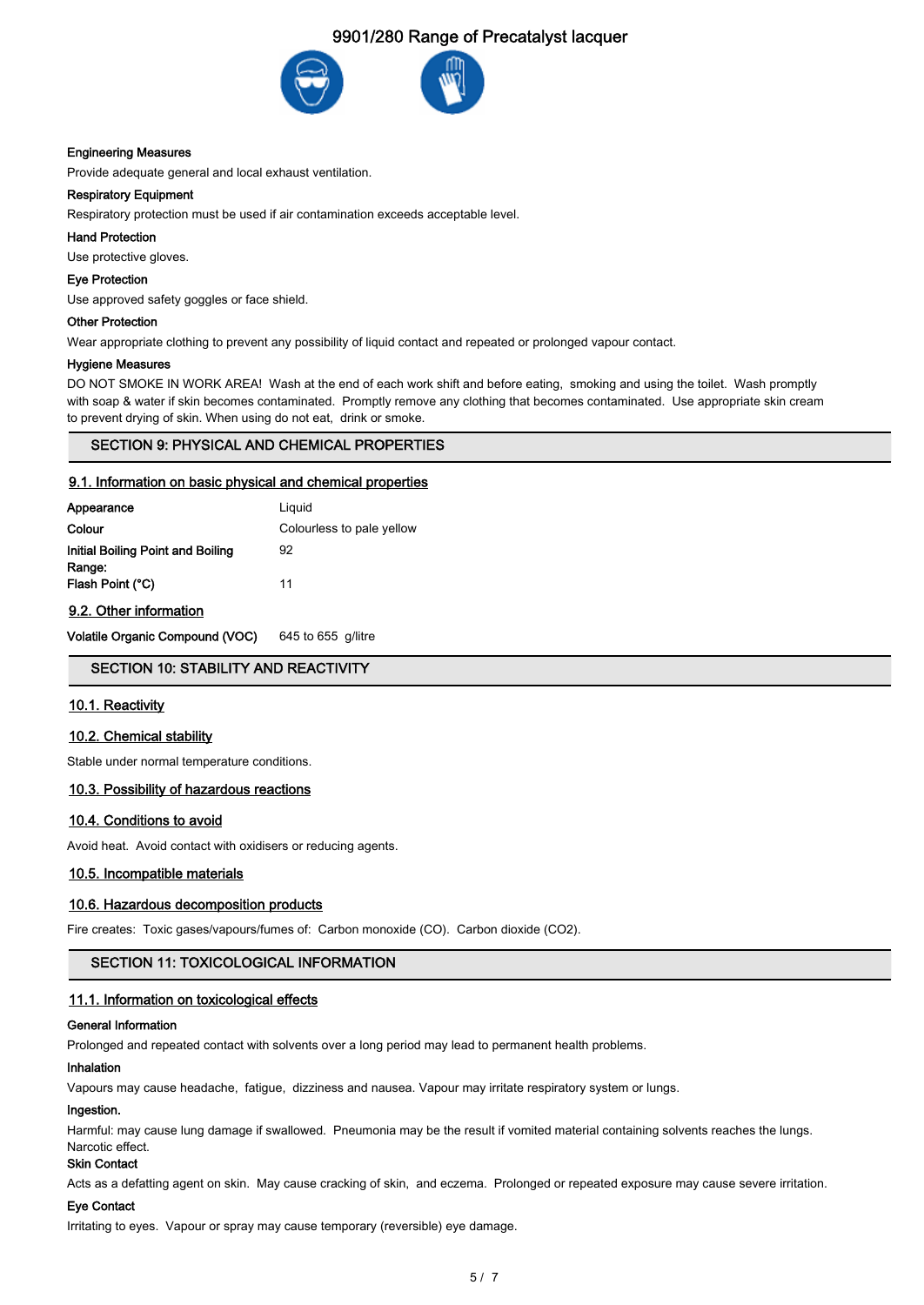**Engineering Measures**

Provide adequate general and local exhaust ventilation.

**Respiratory Equipment**

Respiratory protection must be used if air contamination exceeds acceptable level.

**Hand Protection**

Use protective gloves.

**Eye Protection**

Use approved safety goggles or face shield.

**Other Protection**

Wear appropriate clothing to prevent any possibility of liquid contact and repeated or prolonged vapour contact.

**Hygiene Measures**

DO NOT SMOKE IN WORK AREA! Wash at the end of each work shift and before eating, smoking and using the toilet. Wash promptly with soap & water if skin becomes contaminated. Promptly remove any clothing that becomes contaminated. Use appropriate skin cream to prevent drying of skin. When using do not eat, drink or smoke.

## SECTION 9: PHYSICAL AND CHEMICAL PROPERTIES

### 9.1. Information on basic physical and chemical properties

| | |
|---|---|
| **Appearance** | Liquid |
| **Colour** | Colourless to pale yellow |
| **Initial Boiling Point and Boiling Range:** | 92 |
| **Flash Point (°C)** | 11 |

### 9.2. Other information

| | |
|---|---|
| **Volatile Organic Compound (VOC)** | 645 to 655 g/litre |

## SECTION 10: STABILITY AND REACTIVITY

### 10.1. Reactivity

### 10.2. Chemical stability

Stable under normal temperature conditions.

### 10.3. Possibility of hazardous reactions

### 10.4. Conditions to avoid

Avoid heat. Avoid contact with oxidisers or reducing agents.

### 10.5. Incompatible materials

### 10.6. Hazardous decomposition products

Fire creates: Toxic gases/vapours/fumes of: Carbon monoxide (CO). Carbon dioxide ($CO_2$).

## SECTION 11: TOXICOLOGICAL INFORMATION

### 11.1. Information on toxicological effects

**General Information**

Prolonged and repeated contact with solvents over a long period may lead to permanent health problems.

**Inhalation**

Vapours may cause headache, fatigue, dizziness and nausea. Vapour may irritate respiratory system or lungs.

**Ingestion.**

Harmful: may cause lung damage if swallowed. Pneumonia may be the result if vomited material containing solvents reaches the lungs. Narcotic effect.

**Skin Contact**

Acts as a defatting agent on skin. May cause cracking of skin, and eczema. Prolonged or repeated exposure may cause severe irritation.

**Eye Contact**

Irritating to eyes. Vapour or spray may cause temporary (reversible) eye damage.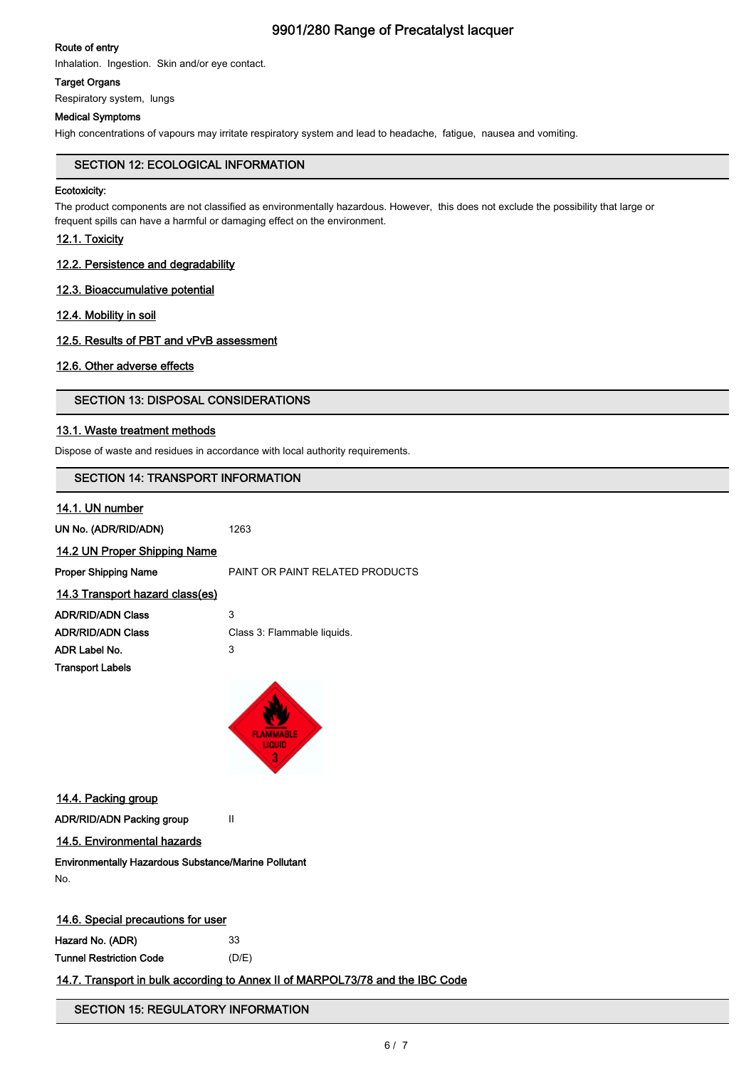**Route of entry**

Inhalation. Ingestion. Skin and/or eye contact.

**Target Organs**

Respiratory system, lungs

**Medical Symptoms**

High concentrations of vapours may irritate respiratory system and lead to headache, fatigue, nausea and vomiting.

## SECTION 12: ECOLOGICAL INFORMATION

**Ecotoxicity:**

The product components are not classified as environmentally hazardous. However, this does not exclude the possibility that large or frequent spills can have a harmful or damaging effect on the environment.

### 12.1. Toxicity

### 12.2. Persistence and degradability

### 12.3. Bioaccumulative potential

### 12.4. Mobility in soil

### 12.5. Results of PBT and vPvB assessment

### 12.6. Other adverse effects

## SECTION 13: DISPOSAL CONSIDERATIONS

### 13.1. Waste treatment methods

Dispose of waste and residues in accordance with local authority requirements.

## SECTION 14: TRANSPORT INFORMATION

### 14.1. UN number

**UN No. (ADR/RID/ADN)** 1263

### 14.2 UN Proper Shipping Name

**Proper Shipping Name** PAINT OR PAINT RELATED PRODUCTS

### 14.3 Transport hazard class(es)

**ADR/RID/ADN Class** 3

**ADR/RID/ADN Class** Class 3: Flammable liquids.

**ADR Label No.** 3

**Transport Labels**

### 14.4. Packing group

**ADR/RID/ADN Packing group** II

### 14.5. Environmental hazards

**Environmentally Hazardous Substance/Marine Pollutant**

No.

### 14.6. Special precautions for user

**Hazard No. (ADR)** 33

**Tunnel Restriction Code** (D/E)

### 14.7. Transport in bulk according to Annex II of MARPOL73/78 and the IBC Code

## SECTION 15: REGULATORY INFORMATION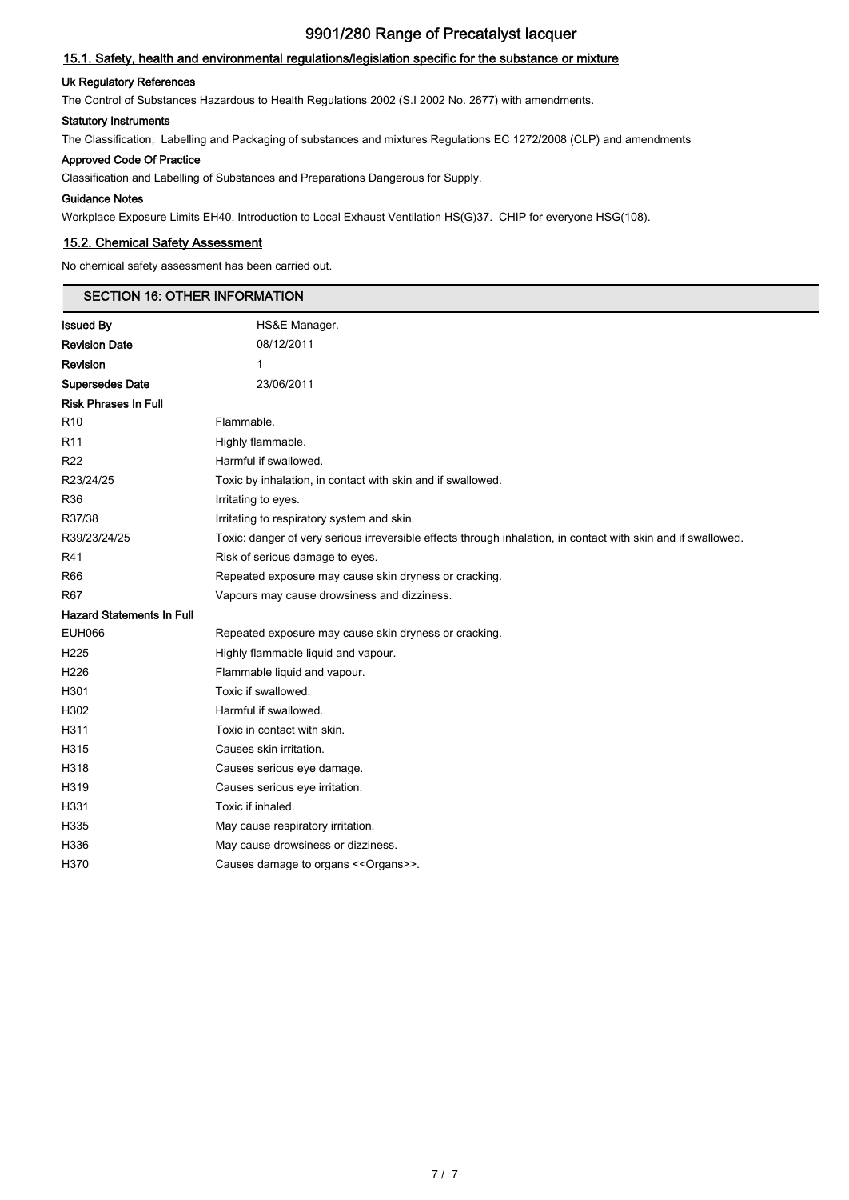## 15.1. Safety, health and environmental regulations/legislation specific for the substance or mixture

**Uk Regulatory References**

The Control of Substances Hazardous to Health Regulations 2002 (S.I 2002 No. 2677) with amendments.

**Statutory Instruments**

The Classification, Labelling and Packaging of substances and mixtures Regulations EC 1272/2008 (CLP) and amendments

**Approved Code Of Practice**

Classification and Labelling of Substances and Preparations Dangerous for Supply.

**Guidance Notes**

Workplace Exposure Limits EH40. Introduction to Local Exhaust Ventilation HS(G)37. CHIP for everyone HSG(108).

## 15.2. Chemical Safety Assessment

No chemical safety assessment has been carried out.

## SECTION 16: OTHER INFORMATION

| | |
|---|---|
| **Issued By** | HS&E Manager. |
| **Revision Date** | 08/12/2011 |
| **Revision** | 1 |
| **Supersedes Date** | 23/06/2011 |

**Risk Phrases In Full**

| | |
|---|---|
| R10 | Flammable. |
| R11 | Highly flammable. |
| R22 | Harmful if swallowed. |
| R23/24/25 | Toxic by inhalation, in contact with skin and if swallowed. |
| R36 | Irritating to eyes. |
| R37/38 | Irritating to respiratory system and skin. |
| R39/23/24/25 | Toxic: danger of very serious irreversible effects through inhalation, in contact with skin and if swallowed. |
| R41 | Risk of serious damage to eyes. |
| R66 | Repeated exposure may cause skin dryness or cracking. |
| R67 | Vapours may cause drowsiness and dizziness. |

**Hazard Statements In Full**

| | |
|---|---|
| EUH066 | Repeated exposure may cause skin dryness or cracking. |
| H225 | Highly flammable liquid and vapour. |
| H226 | Flammable liquid and vapour. |
| H301 | Toxic if swallowed. |
| H302 | Harmful if swallowed. |
| H311 | Toxic in contact with skin. |
| H315 | Causes skin irritation. |
| H318 | Causes serious eye damage. |
| H319 | Causes serious eye irritation. |
| H331 | Toxic if inhaled. |
| H335 | May cause respiratory irritation. |
| H336 | May cause drowsiness or dizziness. |
| H370 | Causes damage to organs <<Organs>>. |